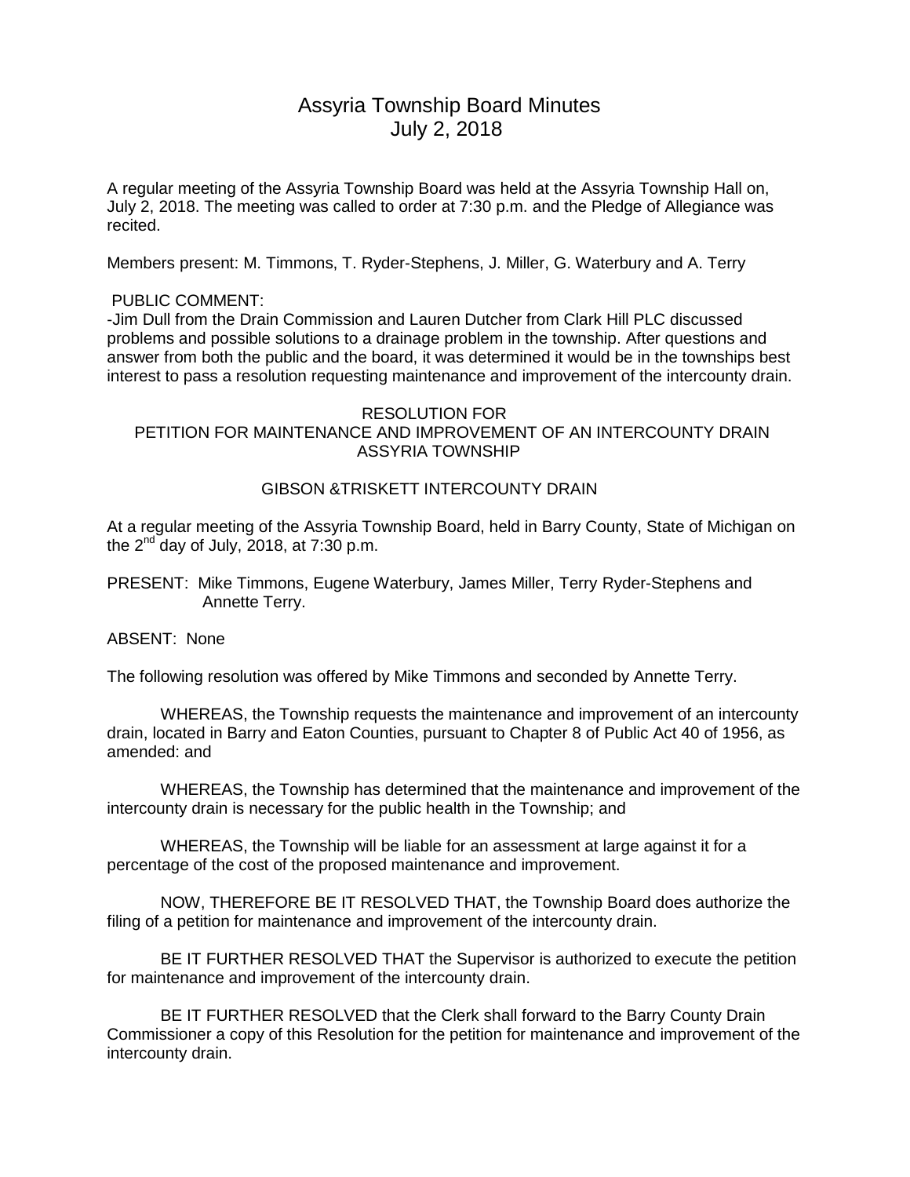# Assyria Township Board Minutes
## July 2, 2018

A regular meeting of the Assyria Township Board was held at the Assyria Township Hall on, July 2, 2018. The meeting was called to order at 7:30 p.m. and the Pledge of Allegiance was recited.

Members present: M. Timmons, T. Ryder-Stephens, J. Miller, G. Waterbury and A. Terry

PUBLIC COMMENT:

-Jim Dull from the Drain Commission and Lauren Dutcher from Clark Hill PLC discussed problems and possible solutions to a drainage problem in the township. After questions and answer from both the public and the board, it was determined it would be in the townships best interest to pass a resolution requesting maintenance and improvement of the intercounty drain.

RESOLUTION FOR
PETITION FOR MAINTENANCE AND IMPROVEMENT OF AN INTERCOUNTY DRAIN
ASSYRIA TOWNSHIP

GIBSON &TRISKETT INTERCOUNTY DRAIN

At a regular meeting of the Assyria Township Board, held in Barry County, State of Michigan on the 2nd day of July, 2018, at 7:30 p.m.

PRESENT: Mike Timmons, Eugene Waterbury, James Miller, Terry Ryder-Stephens and Annette Terry.

ABSENT: None

The following resolution was offered by Mike Timmons and seconded by Annette Terry.

WHEREAS, the Township requests the maintenance and improvement of an intercounty drain, located in Barry and Eaton Counties, pursuant to Chapter 8 of Public Act 40 of 1956, as amended: and

WHEREAS, the Township has determined that the maintenance and improvement of the intercounty drain is necessary for the public health in the Township; and

WHEREAS, the Township will be liable for an assessment at large against it for a percentage of the cost of the proposed maintenance and improvement.

NOW, THEREFORE BE IT RESOLVED THAT, the Township Board does authorize the filing of a petition for maintenance and improvement of the intercounty drain.

BE IT FURTHER RESOLVED THAT the Supervisor is authorized to execute the petition for maintenance and improvement of the intercounty drain.

BE IT FURTHER RESOLVED that the Clerk shall forward to the Barry County Drain Commissioner a copy of this Resolution for the petition for maintenance and improvement of the intercounty drain.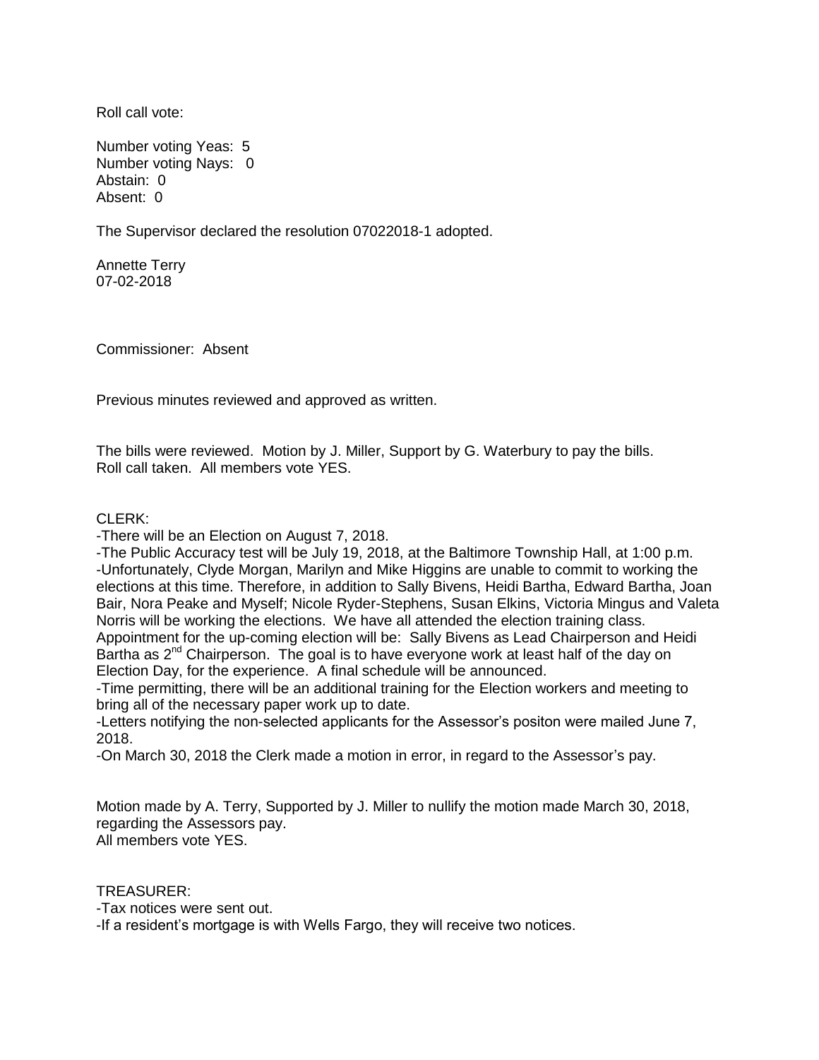Roll call vote:

Number voting Yeas: 5
Number voting Nays: 0
Abstain: 0
Absent: 0

The Supervisor declared the resolution 07022018-1 adopted.

Annette Terry
07-02-2018

Commissioner: Absent

Previous minutes reviewed and approved as written.

The bills were reviewed. Motion by J. Miller, Support by G. Waterbury to pay the bills.
Roll call taken. All members vote YES.

CLERK:

-There will be an Election on August 7, 2018.
-The Public Accuracy test will be July 19, 2018, at the Baltimore Township Hall, at 1:00 p.m.
-Unfortunately, Clyde Morgan, Marilyn and Mike Higgins are unable to commit to working the elections at this time. Therefore, in addition to Sally Bivens, Heidi Bartha, Edward Bartha, Joan Bair, Nora Peake and Myself; Nicole Ryder-Stephens, Susan Elkins, Victoria Mingus and Valeta Norris will be working the elections. We have all attended the election training class.
Appointment for the up-coming election will be: Sally Bivens as Lead Chairperson and Heidi Bartha as 2nd Chairperson. The goal is to have everyone work at least half of the day on Election Day, for the experience. A final schedule will be announced.
-Time permitting, there will be an additional training for the Election workers and meeting to bring all of the necessary paper work up to date.
-Letters notifying the non-selected applicants for the Assessor's positon were mailed June 7, 2018.
-On March 30, 2018 the Clerk made a motion in error, in regard to the Assessor's pay.

Motion made by A. Terry, Supported by J. Miller to nullify the motion made March 30, 2018, regarding the Assessors pay.
All members vote YES.

TREASURER:

-Tax notices were sent out.
-If a resident's mortgage is with Wells Fargo, they will receive two notices.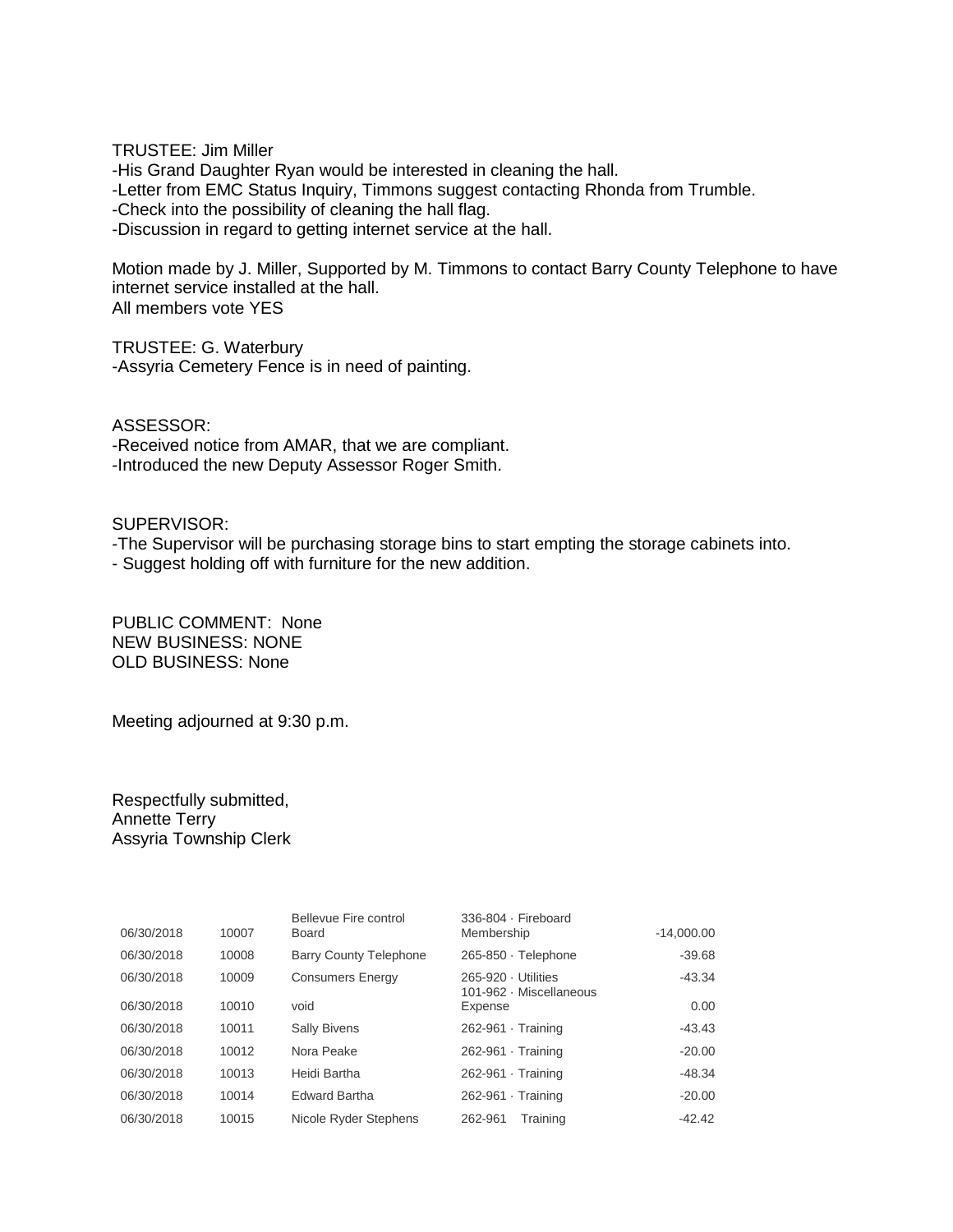TRUSTEE: Jim Miller

-His Grand Daughter Ryan would be interested in cleaning the hall.
-Letter from EMC Status Inquiry, Timmons suggest contacting Rhonda from Trumble.
-Check into the possibility of cleaning the hall flag.
-Discussion in regard to getting internet service at the hall.

Motion made by J. Miller, Supported by M. Timmons to contact Barry County Telephone to have internet service installed at the hall.
All members vote YES

TRUSTEE: G. Waterbury

-Assyria Cemetery Fence is in need of painting.

ASSESSOR:

-Received notice from AMAR, that we are compliant.
-Introduced the new Deputy Assessor Roger Smith.

SUPERVISOR:

-The Supervisor will be purchasing storage bins to start empting the storage cabinets into.
- Suggest holding off with furniture for the new addition.

PUBLIC COMMENT: None
NEW BUSINESS: NONE
OLD BUSINESS: None

Meeting adjourned at 9:30 p.m.

Respectfully submitted,
Annette Terry
Assyria Township Clerk

| | | | | |
|---|---|---|---|---|
| 06/30/2018 | 10007 | Bellevue Fire control Board | 336-804 · Fireboard Membership | -14,000.00 |
| 06/30/2018 | 10008 | Barry County Telephone | 265-850 · Telephone | -39.68 |
| 06/30/2018 | 10009 | Consumers Energy | 265-920 · Utilities | -43.34 |
| 06/30/2018 | 10010 | void | 101-962 · Miscellaneous Expense | 0.00 |
| 06/30/2018 | 10011 | Sally Bivens | 262-961 · Training | -43.43 |
| 06/30/2018 | 10012 | Nora Peake | 262-961 · Training | -20.00 |
| 06/30/2018 | 10013 | Heidi Bartha | 262-961 · Training | -48.34 |
| 06/30/2018 | 10014 | Edward Bartha | 262-961 · Training | -20.00 |
| 06/30/2018 | 10015 | Nicole Ryder Stephens | 262-961 Training | -42.42 |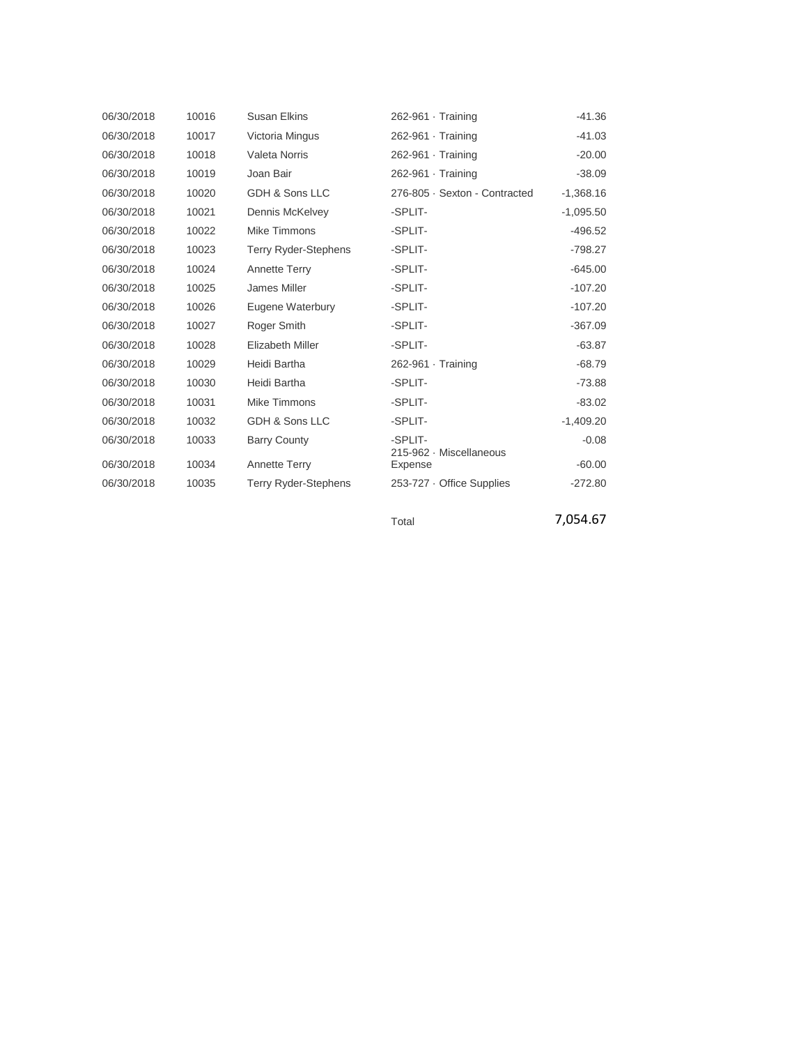| | | | | |
|---|---|---|---|---|
| 06/30/2018 | 10016 | Susan Elkins | 262-961 · Training | -41.36 |
| 06/30/2018 | 10017 | Victoria Mingus | 262-961 · Training | -41.03 |
| 06/30/2018 | 10018 | Valeta Norris | 262-961 · Training | -20.00 |
| 06/30/2018 | 10019 | Joan Bair | 262-961 · Training | -38.09 |
| 06/30/2018 | 10020 | GDH & Sons LLC | 276-805 · Sexton - Contracted | -1,368.16 |
| 06/30/2018 | 10021 | Dennis McKelvey | -SPLIT- | -1,095.50 |
| 06/30/2018 | 10022 | Mike Timmons | -SPLIT- | -496.52 |
| 06/30/2018 | 10023 | Terry Ryder-Stephens | -SPLIT- | -798.27 |
| 06/30/2018 | 10024 | Annette Terry | -SPLIT- | -645.00 |
| 06/30/2018 | 10025 | James Miller | -SPLIT- | -107.20 |
| 06/30/2018 | 10026 | Eugene Waterbury | -SPLIT- | -107.20 |
| 06/30/2018 | 10027 | Roger Smith | -SPLIT- | -367.09 |
| 06/30/2018 | 10028 | Elizabeth Miller | -SPLIT- | -63.87 |
| 06/30/2018 | 10029 | Heidi Bartha | 262-961 · Training | -68.79 |
| 06/30/2018 | 10030 | Heidi Bartha | -SPLIT- | -73.88 |
| 06/30/2018 | 10031 | Mike Timmons | -SPLIT- | -83.02 |
| 06/30/2018 | 10032 | GDH & Sons LLC | -SPLIT- | -1,409.20 |
| 06/30/2018 | 10033 | Barry County | -SPLIT- | -0.08 |
| 06/30/2018 | 10034 | Annette Terry | 215-962 · Miscellaneous Expense | -60.00 |
| 06/30/2018 | 10035 | Terry Ryder-Stephens | 253-727 · Office Supplies | -272.80 |
| | | | Total | 7,054.67 |